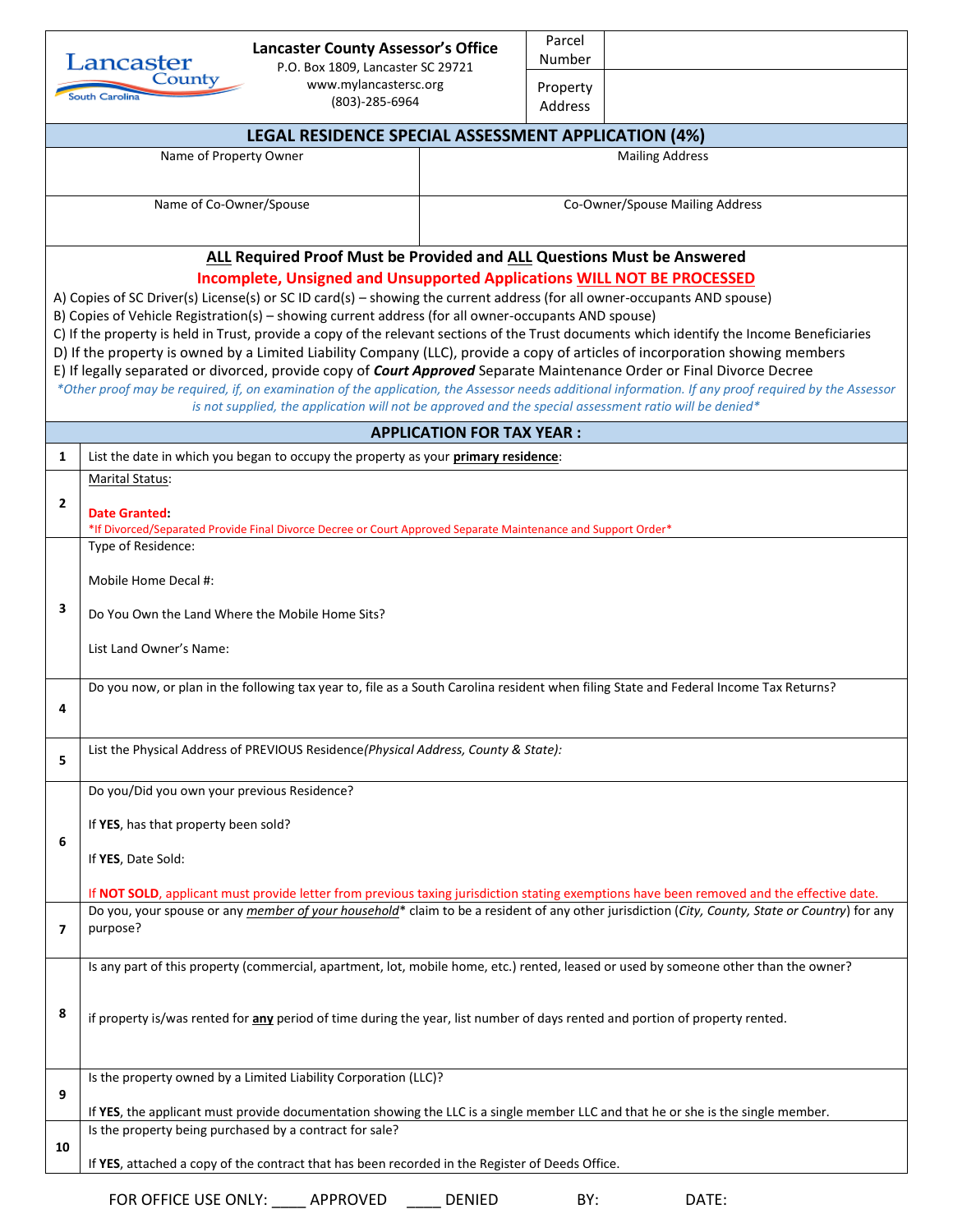Lancaster County South Carolina

**Lancaster County Assessor's Office**
P.O. Box 1809, Lancaster SC 29721
www.mylancastersc.org
(803)-285-6964

| Parcel Number | |
|---|---|
| Property Address | |

## LEGAL RESIDENCE SPECIAL ASSESSMENT APPLICATION (4%)

| Name of Property Owner | Mailing Address |
|---|---|
| | |
| Name of Co-Owner/Spouse | Co-Owner/Spouse Mailing Address |
| | |

**ALL Required Proof Must be Provided and ALL Questions Must be Answered**

**Incomplete, Unsigned and Unsupported Applications WILL NOT BE PROCESSED**

A) Copies of SC Driver(s) License(s) or SC ID card(s) – showing the current address (for all owner-occupants AND spouse)
B) Copies of Vehicle Registration(s) – showing current address (for all owner-occupants AND spouse)
C) If the property is held in Trust, provide a copy of the relevant sections of the Trust documents which identify the Income Beneficiaries
D) If the property is owned by a Limited Liability Company (LLC), provide a copy of articles of incorporation showing members
E) If legally separated or divorced, provide copy of ***Court Approved*** Separate Maintenance Order or Final Divorce Decree

*\*Other proof may be required, if, on examination of the application, the Assessor needs additional information. If any proof required by the Assessor is not supplied, the application will not be approved and the special assessment ratio will be denied\**

## APPLICATION FOR TAX YEAR :

| | |
|---|---|
| 1 | List the date in which you began to occupy the property as your **primary residence**: |
| 2 | Marital Status:<br><br>**Date Granted:**<br>\*If Divorced/Separated Provide Final Divorce Decree or Court Approved Separate Maintenance and Support Order\* |
| 3 | Type of Residence:<br><br>Mobile Home Decal #:<br><br>Do You Own the Land Where the Mobile Home Sits?<br><br>List Land Owner's Name: |
| 4 | Do you now, or plan in the following tax year to, file as a South Carolina resident when filing State and Federal Income Tax Returns? |
| 5 | List the Physical Address of PREVIOUS Residence *(Physical Address, County & State):* |
| 6 | Do you/Did you own your previous Residence?<br><br>If **YES**, has that property been sold?<br><br>If **YES**, Date Sold:<br><br>If **NOT SOLD**, applicant must provide letter from previous taxing jurisdiction stating exemptions have been removed and the effective date. |
| 7 | Do you, your spouse or any *member of your household*\* claim to be a resident of any other jurisdiction (*City, County, State or Country*) for any purpose? |
| 8 | Is any part of this property (commercial, apartment, lot, mobile home, etc.) rented, leased or used by someone other than the owner?<br><br>if property is/was rented for **any** period of time during the year, list number of days rented and portion of property rented. |
| 9 | Is the property owned by a Limited Liability Corporation (LLC)?<br><br>If **YES**, the applicant must provide documentation showing the LLC is a single member LLC and that he or she is the single member. |
| 10 | Is the property being purchased by a contract for sale?<br><br>If **YES**, attached a copy of the contract that has been recorded in the Register of Deeds Office. |

FOR OFFICE USE ONLY: ____ APPROVED ____ DENIED BY: DATE: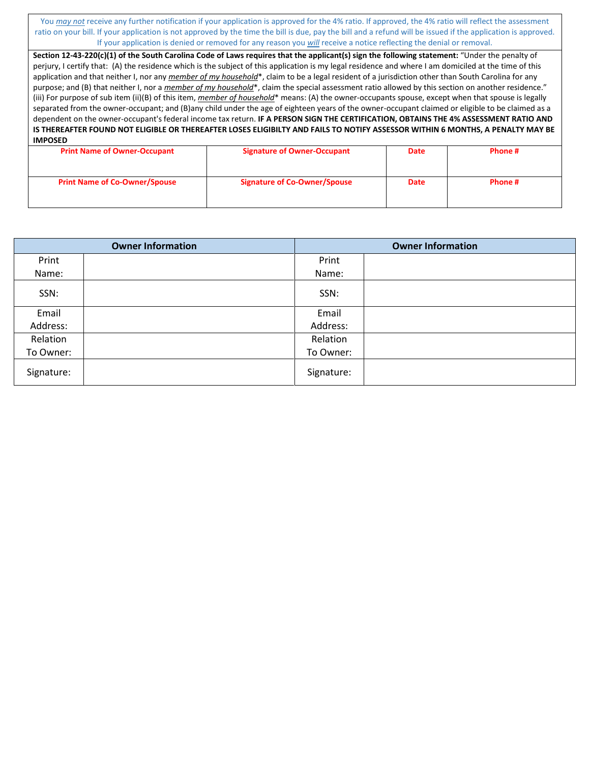You *may not* receive any further notification if your application is approved for the 4% ratio. If approved, the 4% ratio will reflect the assessment ratio on your bill. If your application is not approved by the time the bill is due, pay the bill and a refund will be issued if the application is approved. If your application is denied or removed for any reason you *will* receive a notice reflecting the denial or removal.

**Section 12-43-220(c)(1) of the South Carolina Code of Laws requires that the applicant(s) sign the following statement:** "Under the penalty of perjury, I certify that: (A) the residence which is the subject of this application is my legal residence and where I am domiciled at the time of this application and that neither I, nor any *member of my household**, claim to be a legal resident of a jurisdiction other than South Carolina for any purpose; and (B) that neither I, nor a *member of my household**, claim the special assessment ratio allowed by this section on another residence." (iii) For purpose of sub item (ii)(B) of this item, *member of household** means: (A) the owner-occupants spouse, except when that spouse is legally separated from the owner-occupant; and (B)any child under the age of eighteen years of the owner-occupant claimed or eligible to be claimed as a dependent on the owner-occupant's federal income tax return. **IF A PERSON SIGN THE CERTIFICATION, OBTAINS THE 4% ASSESSMENT RATIO AND IS THEREAFTER FOUND NOT ELIGIBLE OR THEREAFTER LOSES ELIGIBILTY AND FAILS TO NOTIFY ASSESSOR WITHIN 6 MONTHS, A PENALTY MAY BE IMPOSED**

| Print Name of Owner-Occupant | Signature of Owner-Occupant | Date | Phone # |
|---|---|---|---|
| | | | |
| **Print Name of Co-Owner/Spouse** | **Signature of Co-Owner/Spouse** | **Date** | **Phone #** |
| | | | |

| Owner Information | | Owner Information | |
|---|---|---|---|
| Print Name: | | Print Name: | |
| SSN: | | SSN: | |
| Email Address: | | Email Address: | |
| Relation To Owner: | | Relation To Owner: | |
| Signature: | | Signature: | |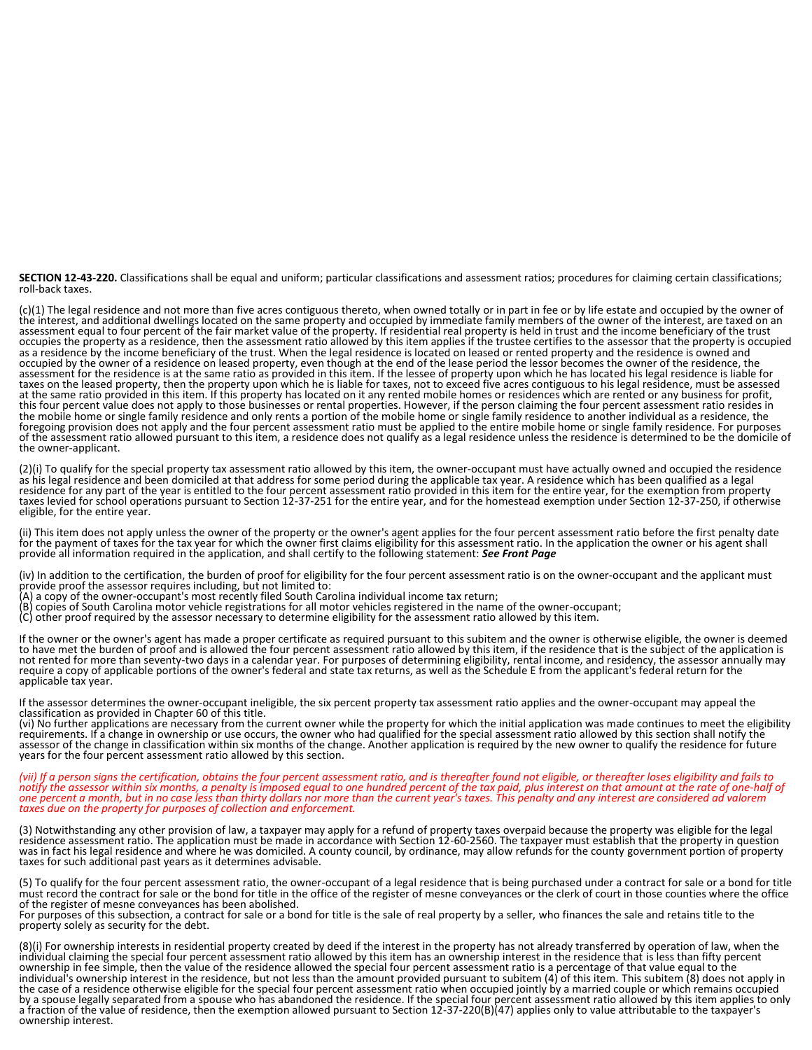**SECTION 12-43-220.** Classifications shall be equal and uniform; particular classifications and assessment ratios; procedures for claiming certain classifications; roll-back taxes.

(c)(1) The legal residence and not more than five acres contiguous thereto, when owned totally or in part in fee or by life estate and occupied by the owner of the interest, and additional dwellings located on the same property and occupied by immediate family members of the owner of the interest, are taxed on an assessment equal to four percent of the fair market value of the property. If residential real property is held in trust and the income beneficiary of the trust occupies the property as a residence, then the assessment ratio allowed by this item applies if the trustee certifies to the assessor that the property is occupied as a residence by the income beneficiary of the trust. When the legal residence is located on leased or rented property and the residence is owned and occupied by the owner of a residence on leased property, even though at the end of the lease period the lessor becomes the owner of the residence, the assessment for the residence is at the same ratio as provided in this item. If the lessee of property upon which he has located his legal residence is liable for taxes on the leased property, then the property upon which he is liable for taxes, not to exceed five acres contiguous to his legal residence, must be assessed at the same ratio provided in this item. If this property has located on it any rented mobile homes or residences which are rented or any business for profit, this four percent value does not apply to those businesses or rental properties. However, if the person claiming the four percent assessment ratio resides in the mobile home or single family residence and only rents a portion of the mobile home or single family residence to another individual as a residence, the foregoing provision does not apply and the four percent assessment ratio must be applied to the entire mobile home or single family residence. For purposes of the assessment ratio allowed pursuant to this item, a residence does not qualify as a legal residence unless the residence is determined to be the domicile of the owner-applicant.

(2)(i) To qualify for the special property tax assessment ratio allowed by this item, the owner-occupant must have actually owned and occupied the residence as his legal residence and been domiciled at that address for some period during the applicable tax year. A residence which has been qualified as a legal residence for any part of the year is entitled to the four percent assessment ratio provided in this item for the entire year, for the exemption from property taxes levied for school operations pursuant to Section 12-37-251 for the entire year, and for the homestead exemption under Section 12-37-250, if otherwise eligible, for the entire year.

(ii) This item does not apply unless the owner of the property or the owner's agent applies for the four percent assessment ratio before the first penalty date for the payment of taxes for the tax year for which the owner first claims eligibility for this assessment ratio. In the application the owner or his agent shall provide all information required in the application, and shall certify to the following statement: ***See Front Page***

(iv) In addition to the certification, the burden of proof for eligibility for the four percent assessment ratio is on the owner-occupant and the applicant must provide proof the assessor requires including, but not limited to:
(A) a copy of the owner-occupant's most recently filed South Carolina individual income tax return;
(B) copies of South Carolina motor vehicle registrations for all motor vehicles registered in the name of the owner-occupant;
(C) other proof required by the assessor necessary to determine eligibility for the assessment ratio allowed by this item.

If the owner or the owner's agent has made a proper certificate as required pursuant to this subitem and the owner is otherwise eligible, the owner is deemed to have met the burden of proof and is allowed the four percent assessment ratio allowed by this item, if the residence that is the subject of the application is not rented for more than seventy-two days in a calendar year. For purposes of determining eligibility, rental income, and residency, the assessor annually may require a copy of applicable portions of the owner's federal and state tax returns, as well as the Schedule E from the applicant's federal return for the applicable tax year.

If the assessor determines the owner-occupant ineligible, the six percent property tax assessment ratio applies and the owner-occupant may appeal the classification as provided in Chapter 60 of this title.
(vi) No further applications are necessary from the current owner while the property for which the initial application was made continues to meet the eligibility requirements. If a change in ownership or use occurs, the owner who had qualified for the special assessment ratio allowed by this section shall notify the assessor of the change in classification within six months of the change. Another application is required by the new owner to qualify the residence for future years for the four percent assessment ratio allowed by this section.

*(vii) If a person signs the certification, obtains the four percent assessment ratio, and is thereafter found not eligible, or thereafter loses eligibility and fails to notify the assessor within six months, a penalty is imposed equal to one hundred percent of the tax paid, plus interest on that amount at the rate of one-half of one percent a month, but in no case less than thirty dollars nor more than the current year's taxes. This penalty and any interest are considered ad valorem taxes due on the property for purposes of collection and enforcement.*

(3) Notwithstanding any other provision of law, a taxpayer may apply for a refund of property taxes overpaid because the property was eligible for the legal residence assessment ratio. The application must be made in accordance with Section 12-60-2560. The taxpayer must establish that the property in question was in fact his legal residence and where he was domiciled. A county council, by ordinance, may allow refunds for the county government portion of property taxes for such additional past years as it determines advisable.

(5) To qualify for the four percent assessment ratio, the owner-occupant of a legal residence that is being purchased under a contract for sale or a bond for title must record the contract for sale or the bond for title in the office of the register of mesne conveyances or the clerk of court in those counties where the office of the register of mesne conveyances has been abolished.
For purposes of this subsection, a contract for sale or a bond for title is the sale of real property by a seller, who finances the sale and retains title to the property solely as security for the debt.

(8)(i) For ownership interests in residential property created by deed if the interest in the property has not already transferred by operation of law, when the individual claiming the special four percent assessment ratio allowed by this item has an ownership interest in the residence that is less than fifty percent ownership in fee simple, then the value of the residence allowed the special four percent assessment ratio is a percentage of that value equal to the individual's ownership interest in the residence, but not less than the amount provided pursuant to subitem (4) of this item. This subitem (8) does not apply in the case of a residence otherwise eligible for the special four percent assessment ratio when occupied jointly by a married couple or which remains occupied by a spouse legally separated from a spouse who has abandoned the residence. If the special four percent assessment ratio allowed by this item applies to only a fraction of the value of residence, then the exemption allowed pursuant to Section 12-37-220(B)(47) applies only to value attributable to the taxpayer's ownership interest.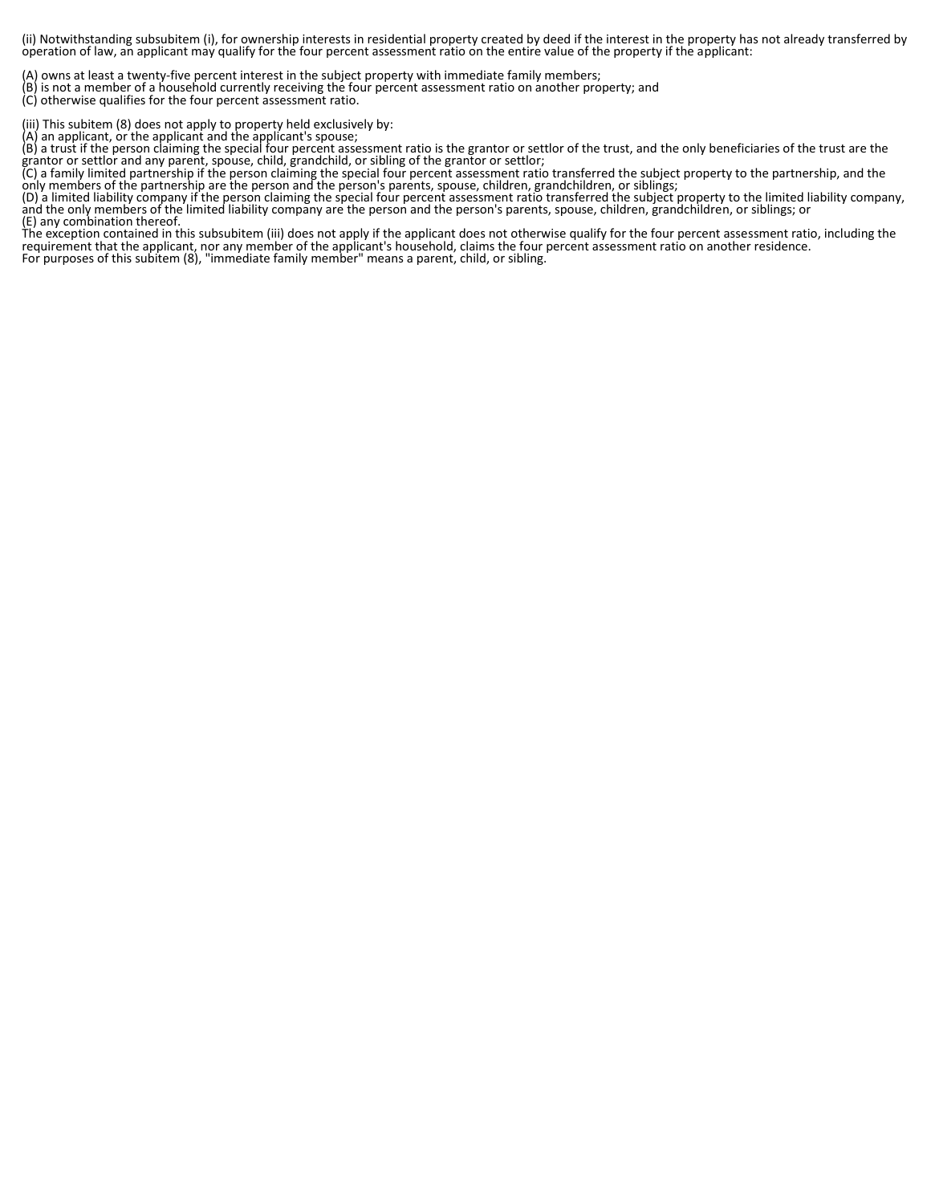(ii) Notwithstanding subsubitem (i), for ownership interests in residential property created by deed if the interest in the property has not already transferred by operation of law, an applicant may qualify for the four percent assessment ratio on the entire value of the property if the applicant:

(A) owns at least a twenty-five percent interest in the subject property with immediate family members;
(B) is not a member of a household currently receiving the four percent assessment ratio on another property; and
(C) otherwise qualifies for the four percent assessment ratio.

(iii) This subitem (8) does not apply to property held exclusively by:
(A) an applicant, or the applicant and the applicant's spouse;
(B) a trust if the person claiming the special four percent assessment ratio is the grantor or settlor of the trust, and the only beneficiaries of the trust are the grantor or settlor and any parent, spouse, child, grandchild, or sibling of the grantor or settlor;
(C) a family limited partnership if the person claiming the special four percent assessment ratio transferred the subject property to the partnership, and the only members of the partnership are the person and the person's parents, spouse, children, grandchildren, or siblings;
(D) a limited liability company if the person claiming the special four percent assessment ratio transferred the subject property to the limited liability company, and the only members of the limited liability company are the person and the person's parents, spouse, children, grandchildren, or siblings; or
(E) any combination thereof.
The exception contained in this subsubitem (iii) does not apply if the applicant does not otherwise qualify for the four percent assessment ratio, including the requirement that the applicant, nor any member of the applicant's household, claims the four percent assessment ratio on another residence.
For purposes of this subitem (8), "immediate family member" means a parent, child, or sibling.